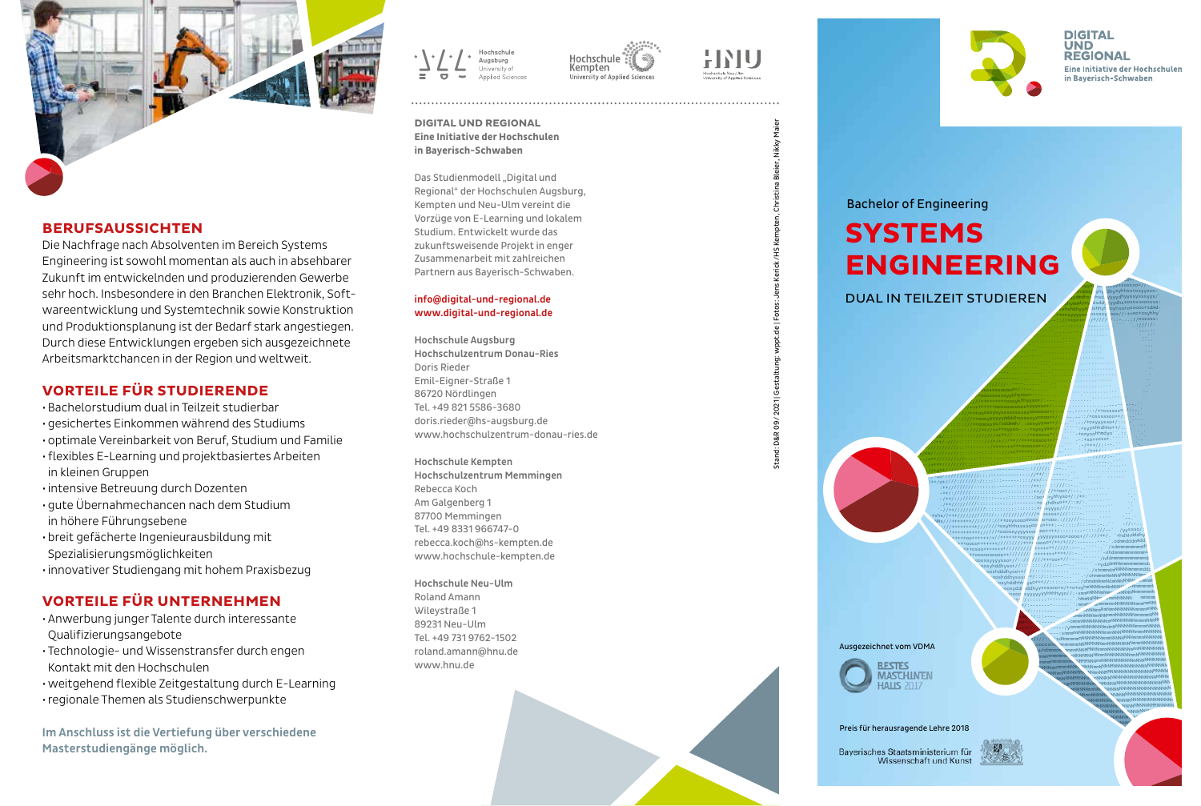## BERUFSAUSSICHTEN

Die Nachfrage nach Absolventen im Bereich Systems Engineering ist sowohl momentan als auch in absehbarer Zukunft im entwickelnden und produzierenden Gewerbe sehr hoch. Insbesondere in den Branchen Elektronik, Softwareentwicklung und Systemtechnik sowie Konstruktion und Produktionsplanung ist der Bedarf stark angestiegen. Durch diese Entwicklungen ergeben sich ausgezeichnete Arbeitsmarktchancen in der Region und weltweit.

## VORTEILE FÜR STUDIERENDE

- Bachelorstudium dual in Teilzeit studierbar
- gesichertes Einkommen während des Studiums
- optimale Vereinbarkeit von Beruf, Studium und Familie
- flexibles E-Learning und projektbasiertes Arbeiten in kleinen Gruppen
- intensive Betreuung durch Dozenten
- gute Übernahmechancen nach dem Studium in höhere Führungsebene
- breit gefächerte Ingenieurausbildung mit Spezialisierungsmöglichkeiten
- innovativer Studiengang mit hohem Praxisbezug

## VORTEILE FÜR UNTERNEHMEN

- Anwerbung junger Talente durch interessante Qualifizierungsangebote
- Technologie- und Wissenstransfer durch engen Kontakt mit den Hochschulen
- weitgehend flexible Zeitgestaltung durch E-Learning
- regionale Themen als Studienschwerpunkte

**Im Anschluss ist die Vertiefung über verschiedene Masterstudiengänge möglich.**

Hochschule Augsburg University of Applied Sciences | Hochschule Kempten University of Applied Sciences | Hochschule Neu-Ulm University of Applied Sciences

**DIGITAL UND REGIONAL**
**Eine Initiative der Hochschulen in Bayerisch-Schwaben**

Das Studienmodell „Digital und Regional" der Hochschulen Augsburg, Kempten und Neu-Ulm vereint die Vorzüge von E-Learning und lokalem Studium. Entwickelt wurde das zukunftsweisende Projekt in enger Zusammenarbeit mit zahlreichen Partnern aus Bayerisch-Schwaben.

**info@digital-und-regional.de**
**www.digital-und-regional.de**

**Hochschule Augsburg**
**Hochschulzentrum Donau-Ries**
Doris Rieder
Emil-Eigner-Straße 1
86720 Nördlingen
Tel. +49 821 5586-3680
doris.rieder@hs-augsburg.de
www.hochschulzentrum-donau-ries.de

**Hochschule Kempten**
**Hochschulzentrum Memmingen**
Rebecca Koch
Am Galgenberg 1
87700 Memmingen
Tel. +49 8331 966747-0
rebecca.koch@hs-kempten.de
www.hochschule-kempten.de

**Hochschule Neu-Ulm**
Roland Amann
Wileystraße 1
89231 Neu-Ulm
Tel. +49 731 9762-1502
roland.amann@hnu.de
www.hnu.de

Stand: D&R 09/2021 | Gestaltung: wppt.de | Fotos: Jens Kerick/HS Kempten, Christina Bleier, Nikky Maier

**DIGITAL UND REGIONAL**
Eine Initiative der Hochschulen in Bayerisch-Schwaben

Bachelor of Engineering

# SYSTEMS ENGINEERING

DUAL IN TEILZEIT STUDIEREN

Ausgezeichnet vom VDMA
BESTES MASCHINENHAUS 2017

Preis für herausragende Lehre 2018
Bayerisches Staatsministerium für Wissenschaft und Kunst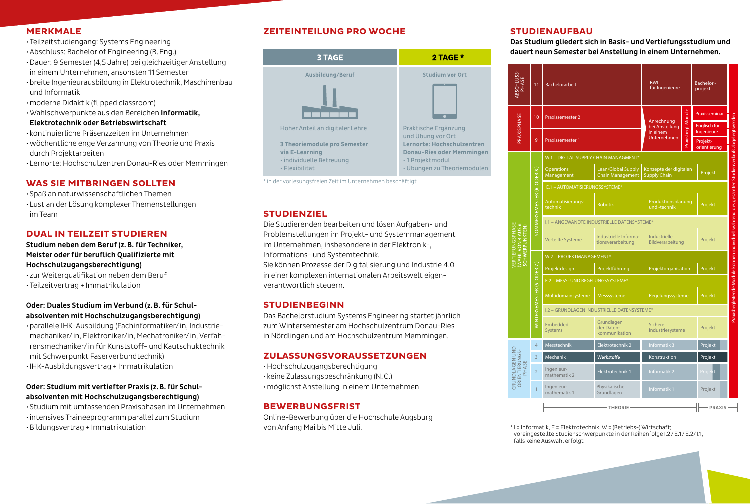## MERKMALE

- Teilzeitstudiengang: Systems Engineering
- Abschluss: Bachelor of Engineering (B. Eng.)
- Dauer: 9 Semester (4,5 Jahre) bei gleichzeitiger Anstellung in einem Unternehmen, ansonsten 11 Semester
- breite Ingenieurausbildung in Elektrotechnik, Maschinenbau und Informatik
- moderne Didaktik (flipped classroom)
- Wahlschwerpunkte aus den Bereichen **Informatik, Elektrotechnik oder Betriebswirtschaft**
- kontinuierliche Präsenzzeiten im Unternehmen
- wöchentliche enge Verzahnung von Theorie und Praxis durch Projektarbeiten
- Lernorte: Hochschulzentren Donau-Ries oder Memmingen

## WAS SIE MITBRINGEN SOLLTEN

- Spaß an naturwissenschaftlichen Themen
- Lust an der Lösung komplexer Themenstellungen im Team

## DUAL IN TEILZEIT STUDIEREN

**Studium neben dem Beruf (z. B. für Techniker, Meister oder für beruflich Qualifizierte mit Hochschulzugangsberechtigung)**

- zur Weiterqualifikation neben dem Beruf
- Teilzeitvertrag + Immatrikulation

**Oder: Duales Studium im Verbund (z. B. für Schulabsolventen mit Hochschulzugangsberechtigung)**

- parallele IHK-Ausbildung (Fachinformatiker/ in, Industriemechaniker/ in, Elektroniker/ in, Mechatroniker/ in, Verfahrensmechaniker/ in für Kunststoff- und Kautschuktechnik mit Schwerpunkt Faserverbundtechnik)
- IHK-Ausbildungsvertrag + Immatrikulation

**Oder: Studium mit vertiefter Praxis (z. B. für Schulabsolventen mit Hochschulzugangsberechtigung)**

- Studium mit umfassenden Praxisphasen im Unternehmen
- intensives Traineeprogramm parallel zum Studium
- Bildungsvertrag + Immatrikulation

## ZEITEINTEILUNG PRO WOCHE

| 3 TAGE | 2 TAGE * |
|---|---|
| Ausbildung/Beruf | Studium vor Ort |
| Hoher Anteil an digitaler Lehre<br><br>**3 Theoriemodule pro Semester via E-Learning**<br>• individuelle Betreuung<br>• Flexibilität | Praktische Ergänzung und Übung vor Ort<br>**Lernorte: Hochschulzentren Donau-Ries oder Memmingen**<br>• 1 Projektmodul<br>• Übungen zu Theoriemodulen |

\* in der vorlesungsfreien Zeit im Unternehmen beschäftigt

## STUDIENZIEL

Die Studierenden bearbeiten und lösen Aufgaben- und Problemstellungen im Projekt- und Systemmanagement im Unternehmen, insbesondere in der Elektronik-, Informations- und Systemtechnik.
Sie können Prozesse der Digitalisierung und Industrie 4.0 in einer komplexen internationalen Arbeitswelt eigenverantwortlich steuern.

## STUDIENBEGINN

Das Bachelorstudium Systems Engineering startet jährlich zum Wintersemester am Hochschulzentrum Donau-Ries in Nördlingen und am Hochschulzentrum Memmingen.

## ZULASSUNGSVORAUSSETZUNGEN

- Hochschulzugangsberechtigung
- keine Zulassungsbeschränkung (N. C.)
- möglichst Anstellung in einem Unternehmen

## BEWERBUNGSFRIST

Online-Bewerbung über die Hochschule Augsburg von Anfang Mai bis Mitte Juli.

## STUDIENAUFBAU

**Das Studium gliedert sich in Basis- und Vertiefungsstudium und dauert neun Semester bei Anstellung in einem Unternehmen.**

| Phase | Sem. | | | | Praxis |
|---|---|---|---|---|---|
| ABSCHLUSSPHASE | 11 | Bachelorarbeit | | BWL für Ingenieure | Bachelorprojekt |
| PRAXISPHASE | 10 | Praxissemester 2 | | Anrechnung bei Anstellung in einem Unternehmen (Praxisbegl. Module) | Praxisseminar; Englisch für Ingenieure |
| PRAXISPHASE | 9 | Praxissemester 1 | | | Projektorientierung |
| VERTIEFUNGSPHASE (WAHL VON 4 AUS 6 SCHWERPUNKTEN) – SOMMERSEMESTER (6. ODER 8.) | | W.1 – DIGITAL SUPPLY CHAIN MANAGMENT* | | | |
| | | Operations Management | Lean/Global Supply Chain Management | Konzepte der digitalen Supply Chain | Projekt |
| | | E.1 – AUTOMATISIERUNGSSYSTEME* | | | |
| | | Automatisierungstechnik | Robotik | Produktionsplanung und -technik | Projekt |
| | | I.1 – ANGEWANDTE INDUSTRIELLE DATENSYSTEME* | | | |
| | | Verteilte Systeme | Industrielle Informationsverarbeitung | Industrielle Bildverarbeitung | Projekt |
| VERTIEFUNGSPHASE – WINTERSEMESTER (5. ODER 7.) | | W.2 – PROJEKTMANAGEMENT* | | | |
| | | Projektdesign | Projektführung | Projektorganisation | Projekt |
| | | E.2 – MESS- UND REGELUNGSSYSTEME* | | | |
| | | Multidomainsysteme | Messsysteme | Regelungssysteme | Projekt |
| | | I.2 – GRUNDLAGEN INDUSTRIELLE DATENSYSTEME* | | | |
| | | Embedded Systems | Grundlagen der Datenkommunikation | Sichere Industriesysteme | Projekt |
| GRUNDLAGEN UND ORIENTIERUNGSPHASE | 4 | Messtechnik | Elektrotechnik 2 | Informatik 3 | Projekt |
| | 3 | Mechanik | Werkstoffe | Konstruktion | Projekt |
| | 2 | Ingenieurmathematik 2 | Elektrotechnik 1 | Informatik 2 | Projekt |
| | 1 | Ingenieurmathematik 1 | Physikalische Grundlagen | Informatik 1 | Projekt |
| | | THEORIE | | | PRAXIS |

Praxisbegleitende Module können individuell während des gesamten Studienverlaufs abgelegt werden

\* I = Informatik, E = Elektrotechnik, W = (Betriebs-) Wirtschaft; voreingestellte Studienschwerpunkte in der Reihenfolge I.2 / E.1 / E.2 / I.1, falls keine Auswahl erfolgt